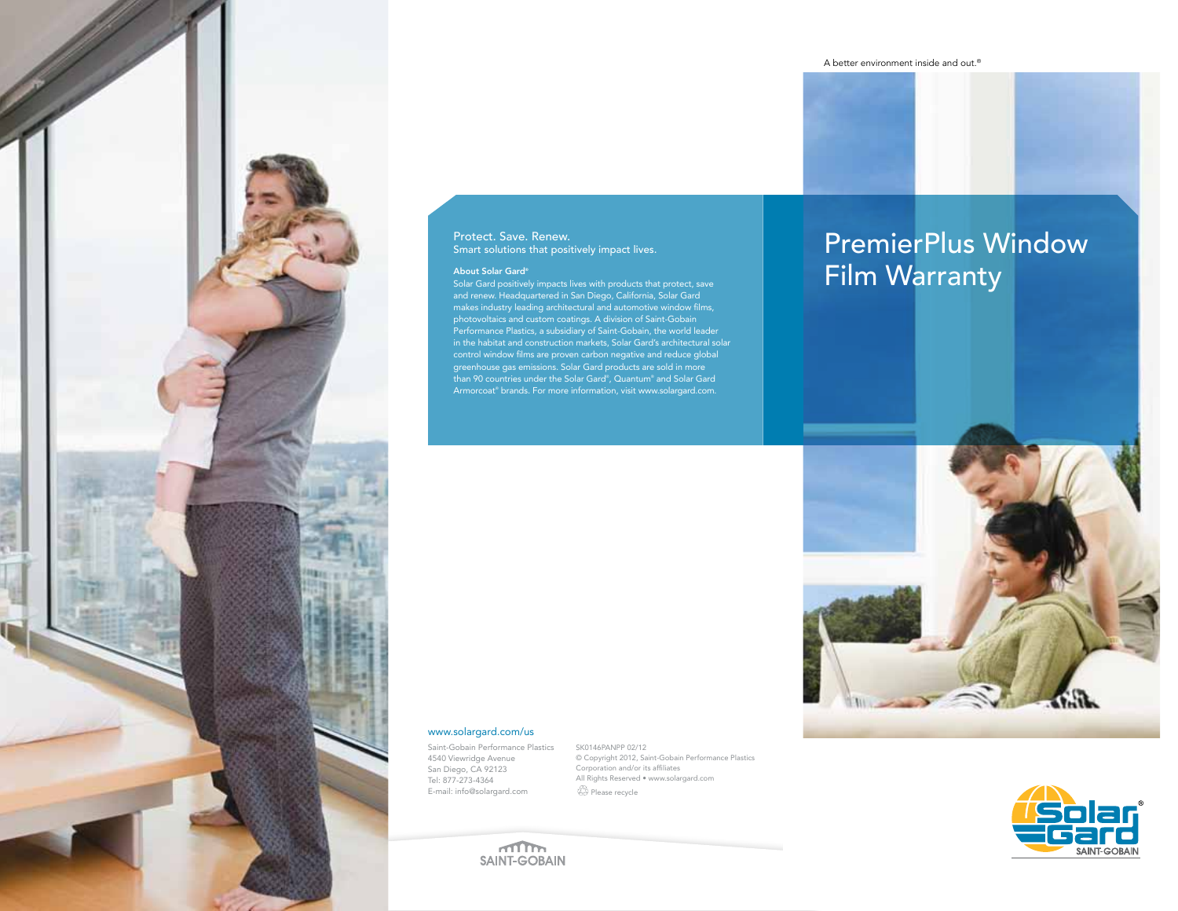A better environment inside and out.®

# PremierPlus Window Film Warranty

Protect. Save. Renew.
Smart solutions that positively impact lives.

**About Solar Gard®**

Solar Gard positively impacts lives with products that protect, save and renew. Headquartered in San Diego, California, Solar Gard makes industry leading architectural and automotive window films, photovoltaics and custom coatings. A division of Saint-Gobain Performance Plastics, a subsidiary of Saint-Gobain, the world leader in the habitat and construction markets, Solar Gard's architectural solar control window films are proven carbon negative and reduce global greenhouse gas emissions. Solar Gard products are sold in more than 90 countries under the Solar Gard®, Quantum® and Solar Gard Armorcoat® brands. For more information, visit www.solargard.com.

www.solargard.com/us

Saint-Gobain Performance Plastics
4540 Viewridge Avenue
San Diego, CA 92123
Tel: 877-273-4364
E-mail: info@solargard.com

SK0146PANPP 02/12
© Copyright 2012, Saint-Gobain Performance Plastics Corporation and/or its affiliates
All Rights Reserved • www.solargard.com
Please recycle

SAINT-GOBAIN

Solar Gard® SAINT-GOBAIN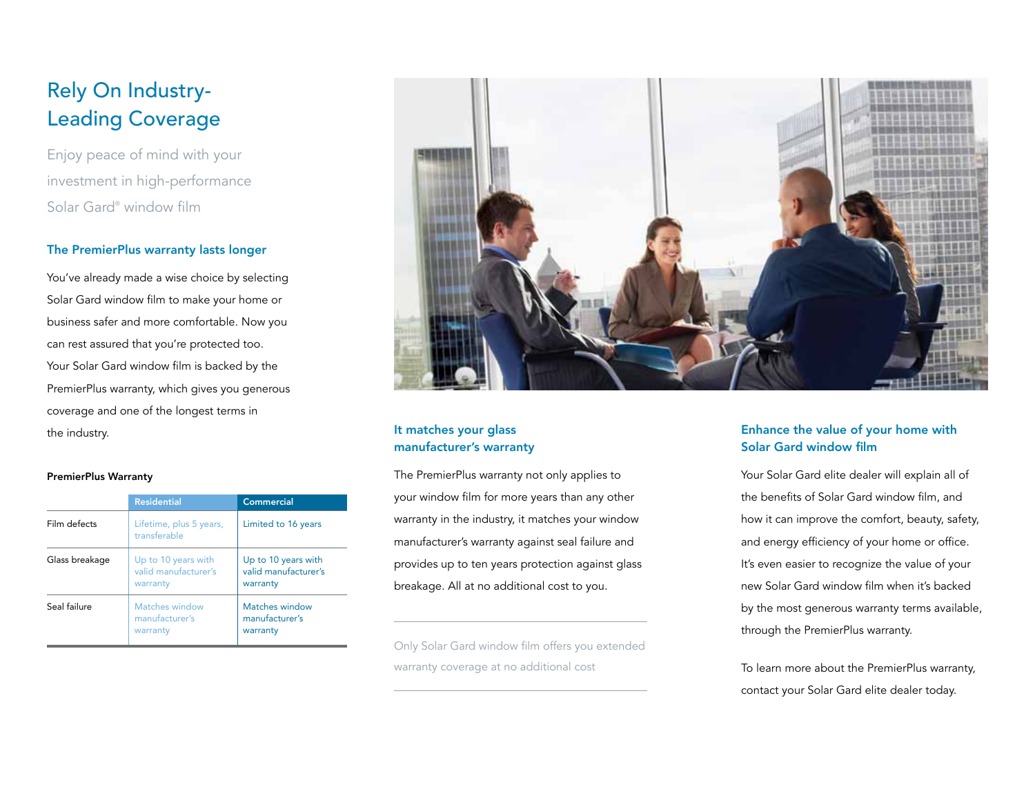# Rely On Industry-Leading Coverage

Enjoy peace of mind with your investment in high-performance Solar Gard® window film

## The PremierPlus warranty lasts longer

You've already made a wise choice by selecting Solar Gard window film to make your home or business safer and more comfortable. Now you can rest assured that you're protected too. Your Solar Gard window film is backed by the PremierPlus warranty, which gives you generous coverage and one of the longest terms in the industry.

**PremierPlus Warranty**

| | Residential | Commercial |
|---|---|---|
| Film defects | Lifetime, plus 5 years, transferable | Limited to 16 years |
| Glass breakage | Up to 10 years with valid manufacturer's warranty | Up to 10 years with valid manufacturer's warranty |
| Seal failure | Matches window manufacturer's warranty | Matches window manufacturer's warranty |

## It matches your glass manufacturer's warranty

The PremierPlus warranty not only applies to your window film for more years than any other warranty in the industry, it matches your window manufacturer's warranty against seal failure and provides up to ten years protection against glass breakage. All at no additional cost to you.

Only Solar Gard window film offers you extended warranty coverage at no additional cost

## Enhance the value of your home with Solar Gard window film

Your Solar Gard elite dealer will explain all of the benefits of Solar Gard window film, and how it can improve the comfort, beauty, safety, and energy efficiency of your home or office. It's even easier to recognize the value of your new Solar Gard window film when it's backed by the most generous warranty terms available, through the PremierPlus warranty.

To learn more about the PremierPlus warranty, contact your Solar Gard elite dealer today.